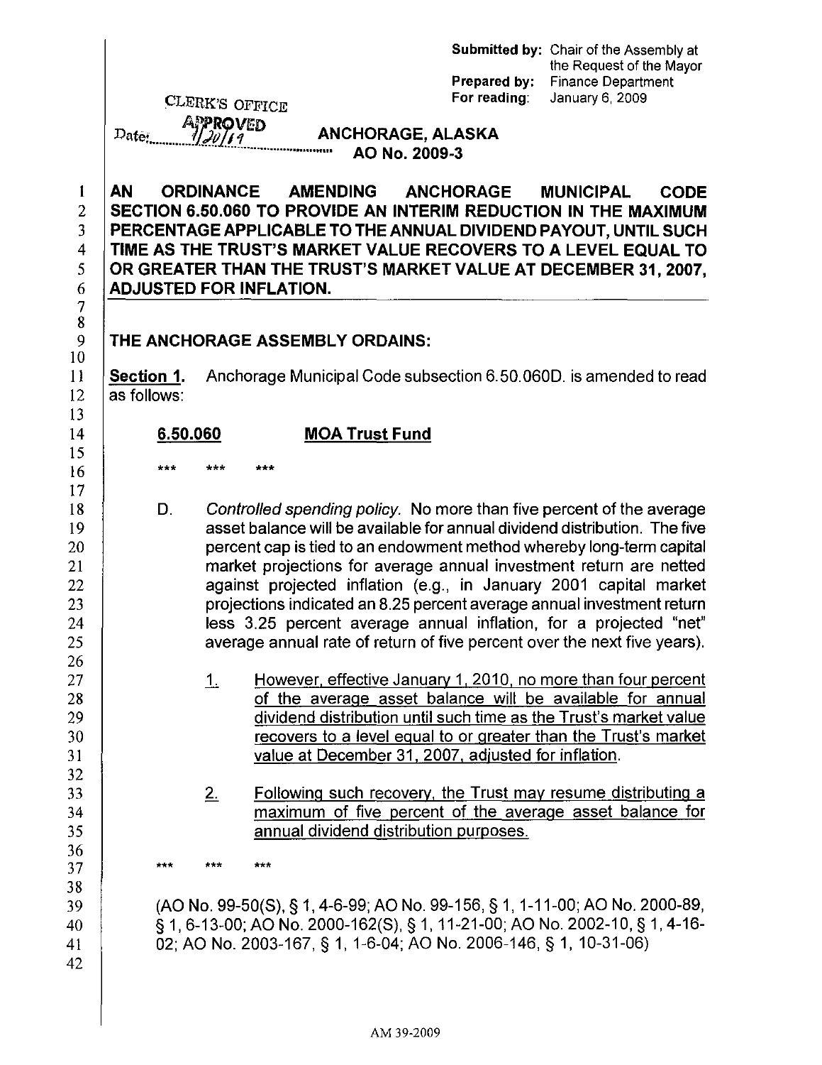**Submitted by:** Chair of the Assembly at the Request of the Mayor
**Prepared by:** Finance Department
**For reading:** January 6, 2009

CLERK'S OFFICE
APPROVED
Date: 1/20/09

# ANCHORAGE, ALASKA
## AO No. 2009-3

**AN ORDINANCE AMENDING ANCHORAGE MUNICIPAL CODE SECTION 6.50.060 TO PROVIDE AN INTERIM REDUCTION IN THE MAXIMUM PERCENTAGE APPLICABLE TO THE ANNUAL DIVIDEND PAYOUT, UNTIL SUCH TIME AS THE TRUST'S MARKET VALUE RECOVERS TO A LEVEL EQUAL TO OR GREATER THAN THE TRUST'S MARKET VALUE AT DECEMBER 31, 2007, ADJUSTED FOR INFLATION.**

**THE ANCHORAGE ASSEMBLY ORDAINS:**

**Section 1.** Anchorage Municipal Code subsection 6.50.060D. is amended to read as follows:

**6.50.060 MOA Trust Fund**

\*\*\* \*\*\* \*\*\*

D. *Controlled spending policy.* No more than five percent of the average asset balance will be available for annual dividend distribution. The five percent cap is tied to an endowment method whereby long-term capital market projections for average annual investment return are netted against projected inflation (e.g., in January 2001 capital market projections indicated an 8.25 percent average annual investment return less 3.25 percent average annual inflation, for a projected "net" average annual rate of return of five percent over the next five years).

<u>1.</u> <u>However, effective January 1, 2010, no more than four percent of the average asset balance will be available for annual dividend distribution until such time as the Trust's market value recovers to a level equal to or greater than the Trust's market value at December 31, 2007, adjusted for inflation.</u>

<u>2.</u> <u>Following such recovery, the Trust may resume distributing a maximum of five percent of the average asset balance for annual dividend distribution purposes.</u>

\*\*\* \*\*\* \*\*\*

(AO No. 99-50(S), § 1, 4-6-99; AO No. 99-156, § 1, 1-11-00; AO No. 2000-89, § 1, 6-13-00; AO No. 2000-162(S), § 1, 11-21-00; AO No. 2002-10, § 1, 4-16-02; AO No. 2003-167, § 1, 1-6-04; AO No. 2006-146, § 1, 10-31-06)

AM 39-2009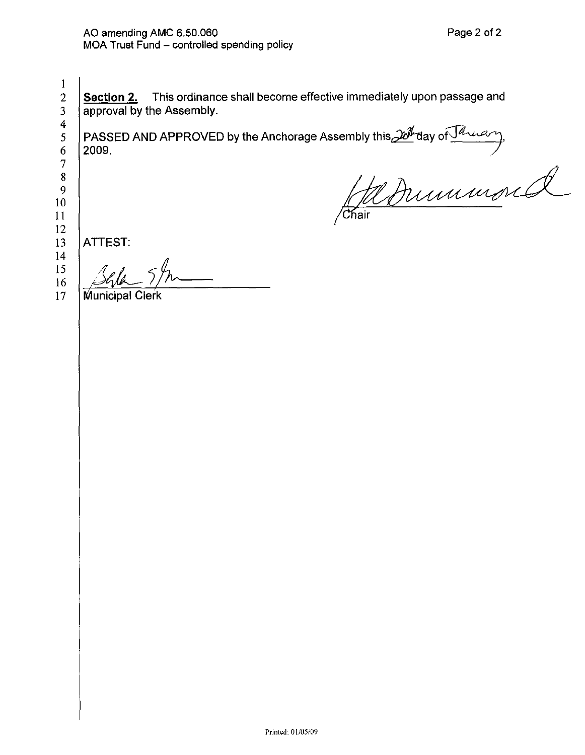**Section 2.** This ordinance shall become effective immediately upon passage and approval by the Assembly.

PASSED AND APPROVED by the Anchorage Assembly this 20th day of January, 2009.

Chair

ATTEST:

Municipal Clerk

Printed: 01/05/09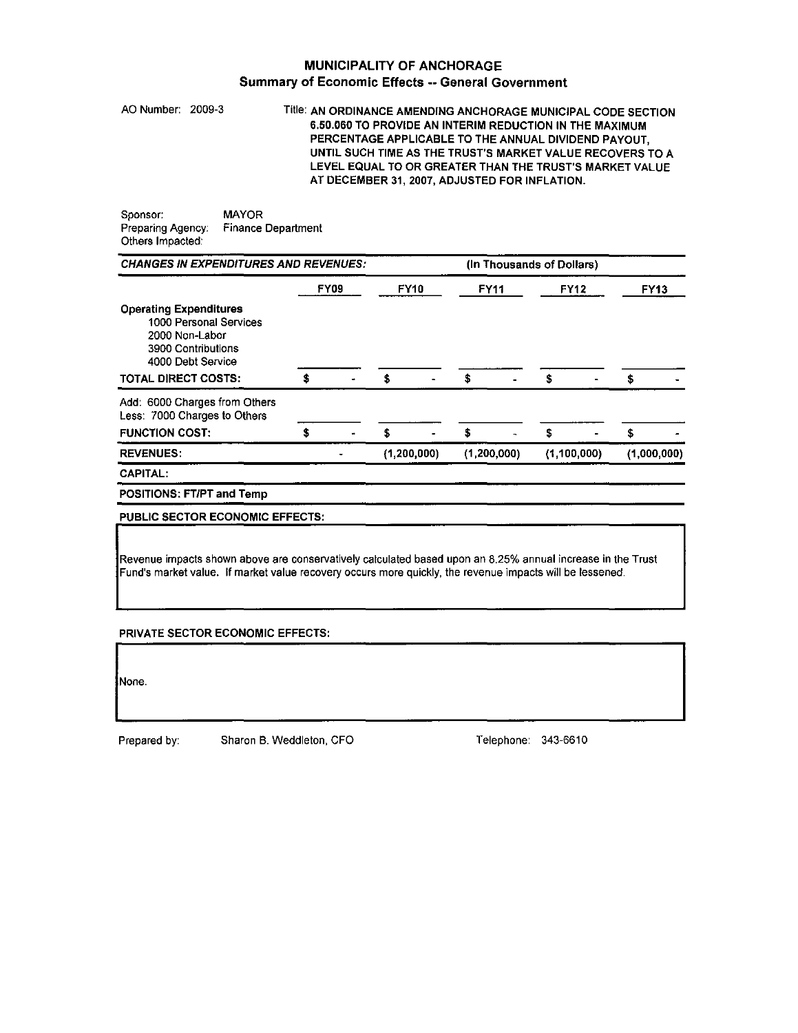# MUNICIPALITY OF ANCHORAGE

## Summary of Economic Effects -- General Government

AO Number: 2009-3

Title: AN ORDINANCE AMENDING ANCHORAGE MUNICIPAL CODE SECTION 6.50.060 TO PROVIDE AN INTERIM REDUCTION IN THE MAXIMUM PERCENTAGE APPLICABLE TO THE ANNUAL DIVIDEND PAYOUT, UNTIL SUCH TIME AS THE TRUST'S MARKET VALUE RECOVERS TO A LEVEL EQUAL TO OR GREATER THAN THE TRUST'S MARKET VALUE AT DECEMBER 31, 2007, ADJUSTED FOR INFLATION.

Sponsor: MAYOR
Preparing Agency: Finance Department
Others Impacted:

| ***CHANGES IN EXPENDITURES AND REVENUES:*** | (In Thousands of Dollars) | | | | |
|---|---|---|---|---|---|
| | FY09 | FY10 | FY11 | FY12 | FY13 |
| **Operating Expenditures** | | | | | |
| 1000 Personal Services | | | | | |
| 2000 Non-Labor | | | | | |
| 3900 Contributions | | | | | |
| 4000 Debt Service | | | | | |
| **TOTAL DIRECT COSTS:** | $ - | $ - | $ - | $ - | $ - |
| Add: 6000 Charges from Others | | | | | |
| Less: 7000 Charges to Others | | | | | |
| **FUNCTION COST:** | $ - | $ - | $ - | $ - | $ - |
| **REVENUES:** | - | (1,200,000) | (1,200,000) | (1,100,000) | (1,000,000) |
| **CAPITAL:** | | | | | |
| **POSITIONS: FT/PT and Temp** | | | | | |

**PUBLIC SECTOR ECONOMIC EFFECTS:**

Revenue impacts shown above are conservatively calculated based upon an 8.25% annual increase in the Trust Fund's market value. If market value recovery occurs more quickly, the revenue impacts will be lessened.

**PRIVATE SECTOR ECONOMIC EFFECTS:**

None.

Prepared by: Sharon B. Weddleton, CFO

Telephone: 343-6610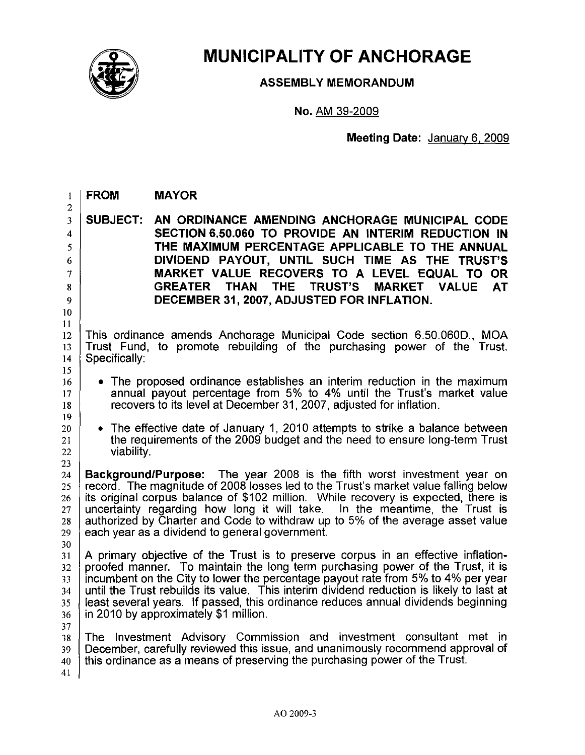# MUNICIPALITY OF ANCHORAGE

## ASSEMBLY MEMORANDUM

**No.** AM 39-2009

**Meeting Date:** January 6, 2009

**FROM MAYOR**

**SUBJECT: AN ORDINANCE AMENDING ANCHORAGE MUNICIPAL CODE SECTION 6.50.060 TO PROVIDE AN INTERIM REDUCTION IN THE MAXIMUM PERCENTAGE APPLICABLE TO THE ANNUAL DIVIDEND PAYOUT, UNTIL SUCH TIME AS THE TRUST'S MARKET VALUE RECOVERS TO A LEVEL EQUAL TO OR GREATER THAN THE TRUST'S MARKET VALUE AT DECEMBER 31, 2007, ADJUSTED FOR INFLATION.**

This ordinance amends Anchorage Municipal Code section 6.50.060D., MOA Trust Fund, to promote rebuilding of the purchasing power of the Trust. Specifically:

- The proposed ordinance establishes an interim reduction in the maximum annual payout percentage from 5% to 4% until the Trust's market value recovers to its level at December 31, 2007, adjusted for inflation.
- The effective date of January 1, 2010 attempts to strike a balance between the requirements of the 2009 budget and the need to ensure long-term Trust viability.

**Background/Purpose:** The year 2008 is the fifth worst investment year on record. The magnitude of 2008 losses led to the Trust's market value falling below its original corpus balance of $102 million. While recovery is expected, there is uncertainty regarding how long it will take. In the meantime, the Trust is authorized by Charter and Code to withdraw up to 5% of the average asset value each year as a dividend to general government.

A primary objective of the Trust is to preserve corpus in an effective inflation-proofed manner. To maintain the long term purchasing power of the Trust, it is incumbent on the City to lower the percentage payout rate from 5% to 4% per year until the Trust rebuilds its value. This interim dividend reduction is likely to last at least several years. If passed, this ordinance reduces annual dividends beginning in 2010 by approximately $1 million.

The Investment Advisory Commission and investment consultant met in December, carefully reviewed this issue, and unanimously recommend approval of this ordinance as a means of preserving the purchasing power of the Trust.

AO 2009-3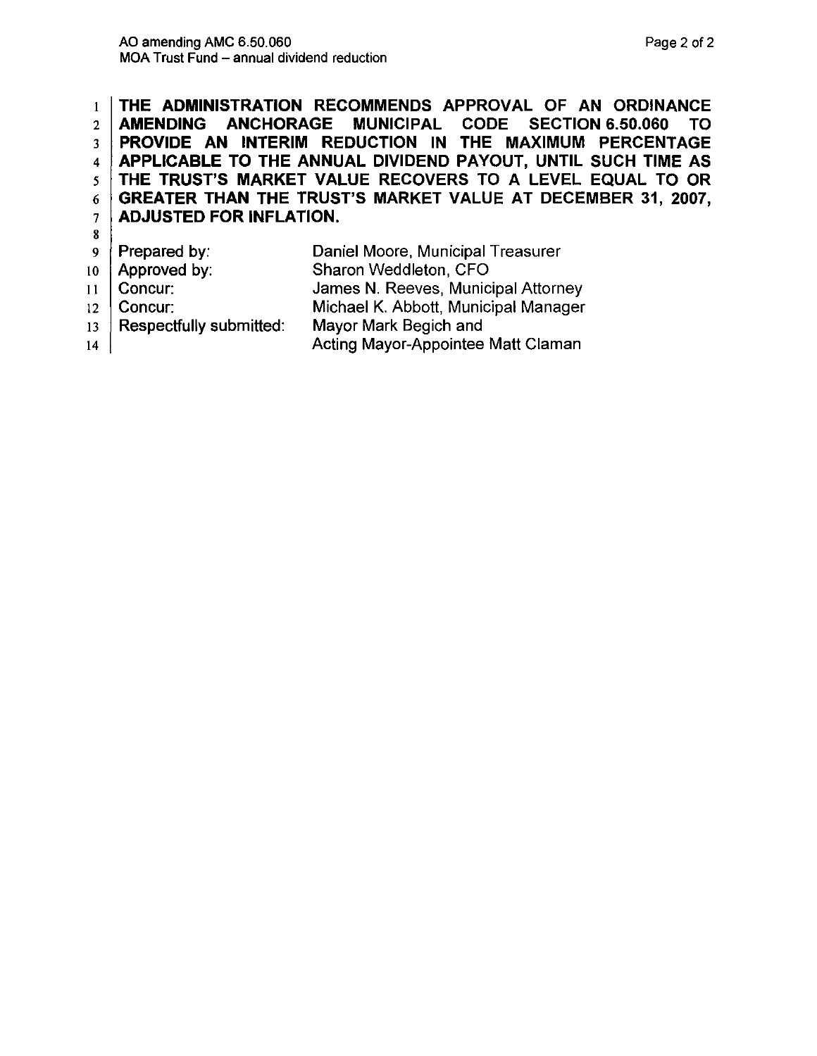**THE ADMINISTRATION RECOMMENDS APPROVAL OF AN ORDINANCE AMENDING ANCHORAGE MUNICIPAL CODE SECTION 6.50.060 TO PROVIDE AN INTERIM REDUCTION IN THE MAXIMUM PERCENTAGE APPLICABLE TO THE ANNUAL DIVIDEND PAYOUT, UNTIL SUCH TIME AS THE TRUST'S MARKET VALUE RECOVERS TO A LEVEL EQUAL TO OR GREATER THAN THE TRUST'S MARKET VALUE AT DECEMBER 31, 2007, ADJUSTED FOR INFLATION.**

| | |
|---|---|
| Prepared by: | Daniel Moore, Municipal Treasurer |
| Approved by: | Sharon Weddleton, CFO |
| Concur: | James N. Reeves, Municipal Attorney |
| Concur: | Michael K. Abbott, Municipal Manager |
| Respectfully submitted: | Mayor Mark Begich and<br>Acting Mayor-Appointee Matt Claman |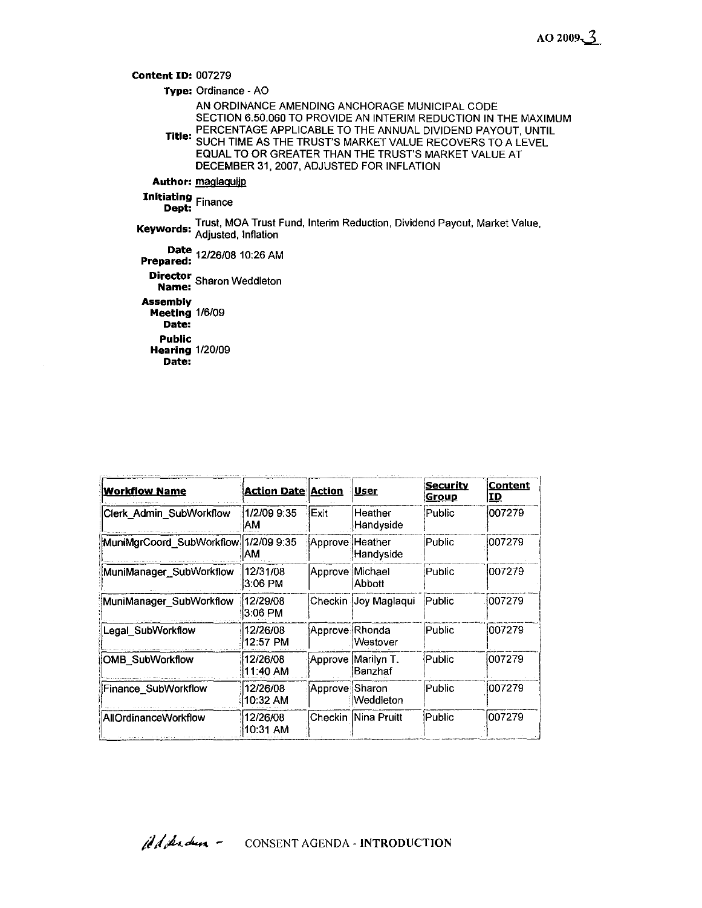AO 2009-3

**Content ID:** 007279

**Type:** Ordinance - AO

**Title:** AN ORDINANCE AMENDING ANCHORAGE MUNICIPAL CODE SECTION 6.50.060 TO PROVIDE AN INTERIM REDUCTION IN THE MAXIMUM PERCENTAGE APPLICABLE TO THE ANNUAL DIVIDEND PAYOUT, UNTIL SUCH TIME AS THE TRUST'S MARKET VALUE RECOVERS TO A LEVEL EQUAL TO OR GREATER THAN THE TRUST'S MARKET VALUE AT DECEMBER 31, 2007, ADJUSTED FOR INFLATION

**Author:** maglaquijp

**Initiating Dept:** Finance

**Keywords:** Trust, MOA Trust Fund, Interim Reduction, Dividend Payout, Market Value, Adjusted, Inflation

**Date Prepared:** 12/26/08 10:26 AM

**Director Name:** Sharon Weddleton

**Assembly Meeting Date:** 1/6/09

**Public Hearing Date:** 1/20/09

| Workflow Name | Action Date | Action | User | Security Group | Content ID |
|---|---|---|---|---|---|
| Clerk_Admin_SubWorkflow | 1/2/09 9:35 AM | Exit | Heather Handyside | Public | 007279 |
| MuniMgrCoord_SubWorkflow | 1/2/09 9:35 AM | Approve | Heather Handyside | Public | 007279 |
| MuniManager_SubWorkflow | 12/31/08 3:06 PM | Approve | Michael Abbott | Public | 007279 |
| MuniManager_SubWorkflow | 12/29/08 3:06 PM | Checkin | Joy Maglaqui | Public | 007279 |
| Legal_SubWorkflow | 12/26/08 12:57 PM | Approve | Rhonda Westover | Public | 007279 |
| OMB_SubWorkflow | 12/26/08 11:40 AM | Approve | Marilyn T. Banzhaf | Public | 007279 |
| Finance_SubWorkflow | 12/26/08 10:32 AM | Approve | Sharon Weddleton | Public | 007279 |
| AllOrdinanceWorkflow | 12/26/08 10:31 AM | Checkin | Nina Pruitt | Public | 007279 |

*Addendum* - CONSENT AGENDA - **INTRODUCTION**